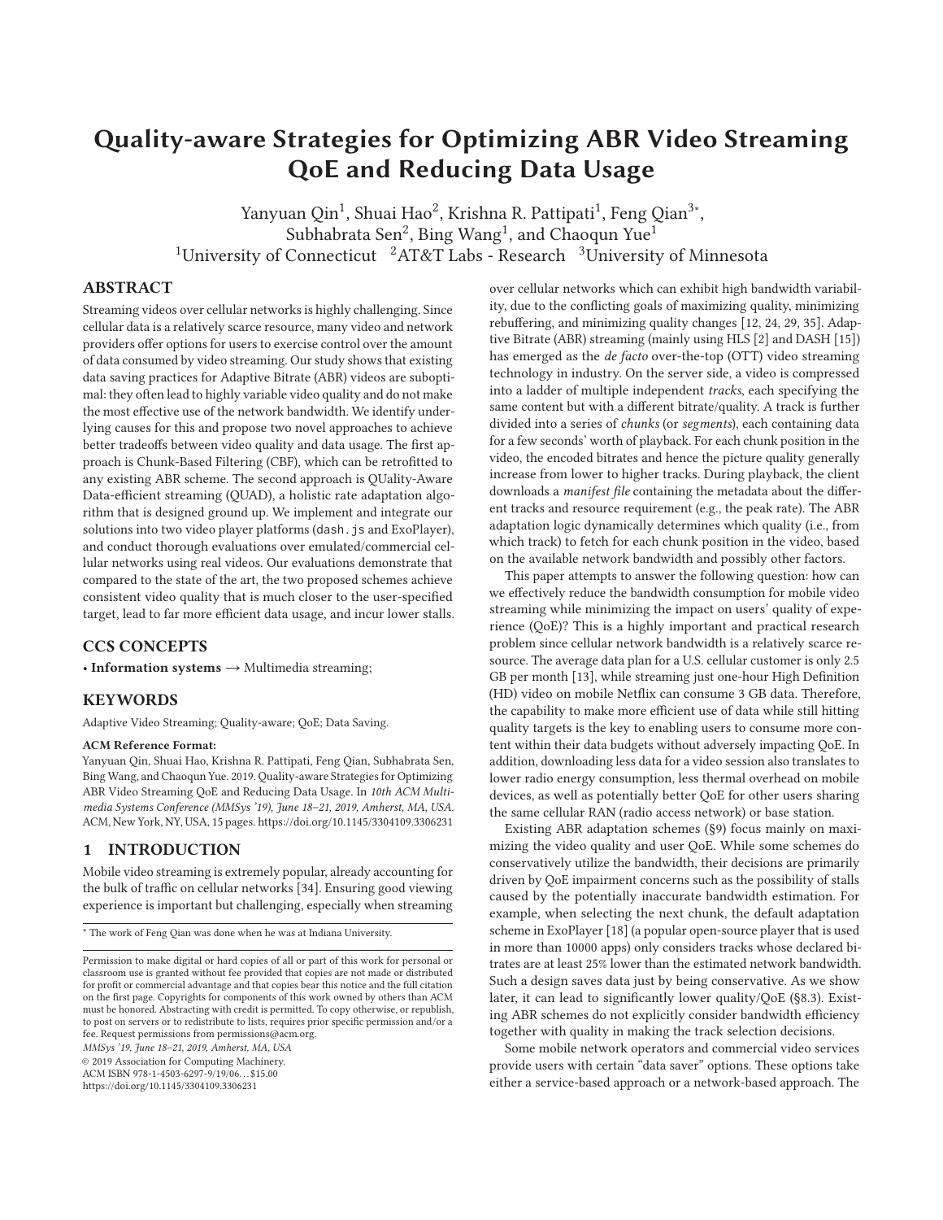# Quality-aware Strategies for Optimizing ABR Video Streaming QoE and Reducing Data Usage

Yanyuan Qin[1], Shuai Hao[2], Krishna R. Pattipati[1], Feng Qian[3*], Subhabrata Sen[2], Bing Wang[1], and Chaoqun Yue[1]

[1]University of Connecticut [2]AT&T Labs - Research [3]University of Minnesota

## ABSTRACT

Streaming videos over cellular networks is highly challenging. Since cellular data is a relatively scarce resource, many video and network providers offer options for users to exercise control over the amount of data consumed by video streaming. Our study shows that existing data saving practices for Adaptive Bitrate (ABR) videos are suboptimal: they often lead to highly variable video quality and do not make the most effective use of the network bandwidth. We identify underlying causes for this and propose two novel approaches to achieve better tradeoffs between video quality and data usage. The first approach is Chunk-Based Filtering (CBF), which can be retrofitted to any existing ABR scheme. The second approach is QUality-Aware Data-efficient streaming (QUAD), a holistic rate adaptation algorithm that is designed ground up. We implement and integrate our solutions into two video player platforms (dash.js and ExoPlayer), and conduct thorough evaluations over emulated/commercial cellular networks using real videos. Our evaluations demonstrate that compared to the state of the art, the two proposed schemes achieve consistent video quality that is much closer to the user-specified target, lead to far more efficient data usage, and incur lower stalls.

## CCS CONCEPTS

• **Information systems** → Multimedia streaming;

## KEYWORDS

Adaptive Video Streaming; Quality-aware; QoE; Data Saving.

**ACM Reference Format:**

Yanyuan Qin, Shuai Hao, Krishna R. Pattipati, Feng Qian, Subhabrata Sen, Bing Wang, and Chaoqun Yue. 2019. Quality-aware Strategies for Optimizing ABR Video Streaming QoE and Reducing Data Usage. In *10th ACM Multimedia Systems Conference (MMSys '19), June 18–21, 2019, Amherst, MA, USA.* ACM, New York, NY, USA, 15 pages. https://doi.org/10.1145/3304109.3306231

## 1 INTRODUCTION

Mobile video streaming is extremely popular, already accounting for the bulk of traffic on cellular networks [34]. Ensuring good viewing experience is important but challenging, especially when streaming over cellular networks which can exhibit high bandwidth variability, due to the conflicting goals of maximizing quality, minimizing rebuffering, and minimizing quality changes [12, 24, 29, 35]. Adaptive Bitrate (ABR) streaming (mainly using HLS [2] and DASH [15]) has emerged as the *de facto* over-the-top (OTT) video streaming technology in industry. On the server side, a video is compressed into a ladder of multiple independent *tracks*, each specifying the same content but with a different bitrate/quality. A track is further divided into a series of *chunks* (or *segments*), each containing data for a few seconds' worth of playback. For each chunk position in the video, the encoded bitrates and hence the picture quality generally increase from lower to higher tracks. During playback, the client downloads a *manifest file* containing the metadata about the different tracks and resource requirement (e.g., the peak rate). The ABR adaptation logic dynamically determines which quality (i.e., from which track) to fetch for each chunk position in the video, based on the available network bandwidth and possibly other factors.

This paper attempts to answer the following question: how can we effectively reduce the bandwidth consumption for mobile video streaming while minimizing the impact on users' quality of experience (QoE)? This is a highly important and practical research problem since cellular network bandwidth is a relatively scarce resource. The average data plan for a U.S. cellular customer is only 2.5 GB per month [13], while streaming just one-hour High Definition (HD) video on mobile Netflix can consume 3 GB data. Therefore, the capability to make more efficient use of data while still hitting quality targets is the key to enabling users to consume more content within their data budgets without adversely impacting QoE. In addition, downloading less data for a video session also translates to lower radio energy consumption, less thermal overhead on mobile devices, as well as potentially better QoE for other users sharing the same cellular RAN (radio access network) or base station.

Existing ABR adaptation schemes (§9) focus mainly on maximizing the video quality and user QoE. While some schemes do conservatively utilize the bandwidth, their decisions are primarily driven by QoE impairment concerns such as the possibility of stalls caused by the potentially inaccurate bandwidth estimation. For example, when selecting the next chunk, the default adaptation scheme in ExoPlayer [18] (a popular open-source player that is used in more than 10000 apps) only considers tracks whose declared bitrates are at least 25% lower than the estimated network bandwidth. Such a design saves data just by being conservative. As we show later, it can lead to significantly lower quality/QoE (§8.3). Existing ABR schemes do not explicitly consider bandwidth efficiency together with quality in making the track selection decisions.

Some mobile network operators and commercial video services provide users with certain "data saver" options. These options take either a service-based approach or a network-based approach. The

[*] The work of Feng Qian was done when he was at Indiana University.

Permission to make digital or hard copies of all or part of this work for personal or classroom use is granted without fee provided that copies are not made or distributed for profit or commercial advantage and that copies bear this notice and the full citation on the first page. Copyrights for components of this work owned by others than ACM must be honored. Abstracting with credit is permitted. To copy otherwise, or republish, to post on servers or to redistribute to lists, requires prior specific permission and/or a fee. Request permissions from permissions@acm.org.

*MMSys '19, June 18–21, 2019, Amherst, MA, USA*

© 2019 Association for Computing Machinery.

ACM ISBN 978-1-4503-6297-9/19/06…$15.00

https://doi.org/10.1145/3304109.3306231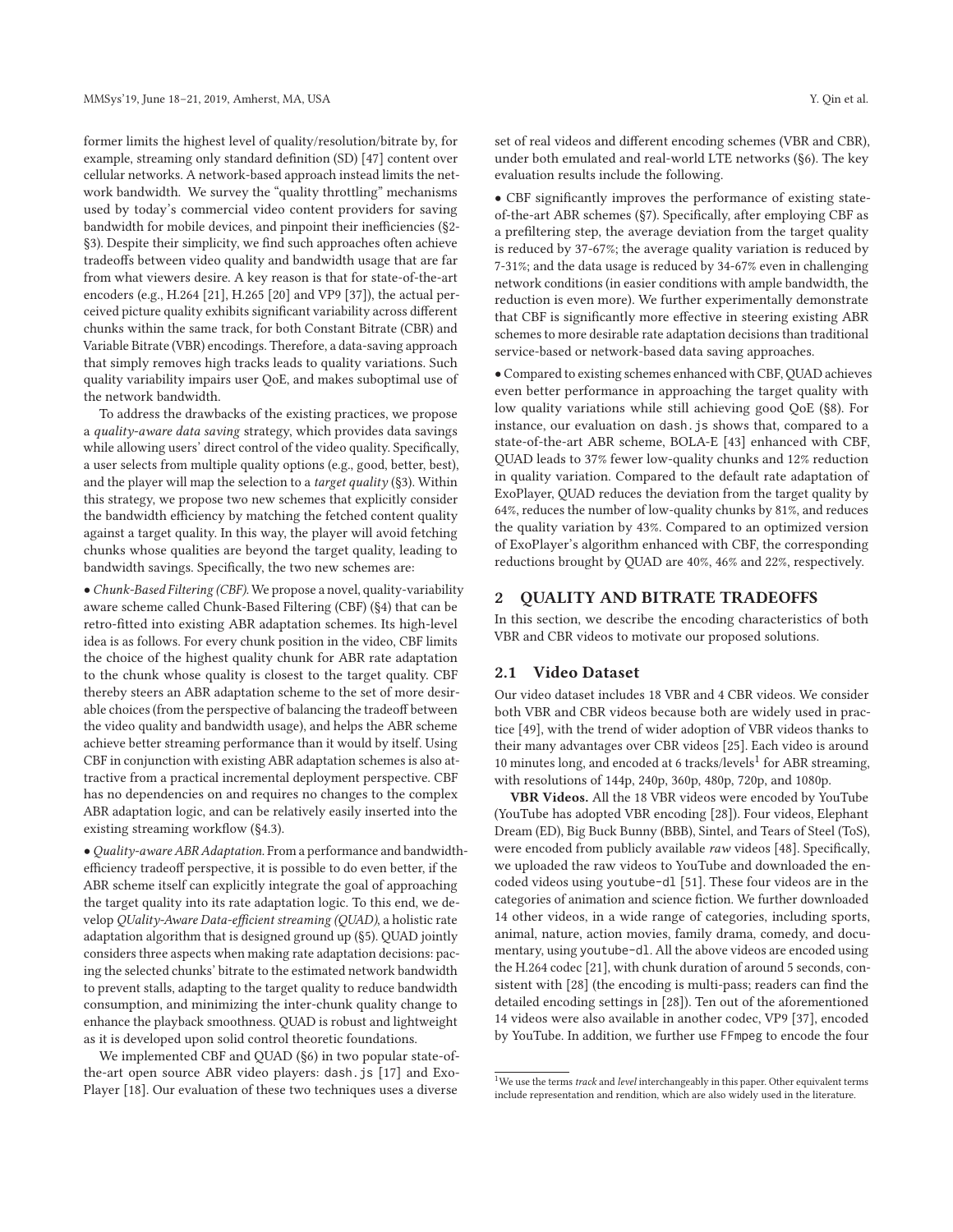former limits the highest level of quality/resolution/bitrate by, for example, streaming only standard definition (SD) [47] content over cellular networks. A network-based approach instead limits the network bandwidth. We survey the "quality throttling" mechanisms used by today's commercial video content providers for saving bandwidth for mobile devices, and pinpoint their inefficiencies (§2-§3). Despite their simplicity, we find such approaches often achieve tradeoffs between video quality and bandwidth usage that are far from what viewers desire. A key reason is that for state-of-the-art encoders (e.g., H.264 [21], H.265 [20] and VP9 [37]), the actual perceived picture quality exhibits significant variability across different chunks within the same track, for both Constant Bitrate (CBR) and Variable Bitrate (VBR) encodings. Therefore, a data-saving approach that simply removes high tracks leads to quality variations. Such quality variability impairs user QoE, and makes suboptimal use of the network bandwidth.

To address the drawbacks of the existing practices, we propose a *quality-aware data saving* strategy, which provides data savings while allowing users' direct control of the video quality. Specifically, a user selects from multiple quality options (e.g., good, better, best), and the player will map the selection to a *target quality* (§3). Within this strategy, we propose two new schemes that explicitly consider the bandwidth efficiency by matching the fetched content quality against a target quality. In this way, the player will avoid fetching chunks whose qualities are beyond the target quality, leading to bandwidth savings. Specifically, the two new schemes are:

• *Chunk-Based Filtering (CBF).* We propose a novel, quality-variability aware scheme called Chunk-Based Filtering (CBF) (§4) that can be retro-fitted into existing ABR adaptation schemes. Its high-level idea is as follows. For every chunk position in the video, CBF limits the choice of the highest quality chunk for ABR rate adaptation to the chunk whose quality is closest to the target quality. CBF thereby steers an ABR adaptation scheme to the set of more desirable choices (from the perspective of balancing the tradeoff between the video quality and bandwidth usage), and helps the ABR scheme achieve better streaming performance than it would by itself. Using CBF in conjunction with existing ABR adaptation schemes is also attractive from a practical incremental deployment perspective. CBF has no dependencies on and requires no changes to the complex ABR adaptation logic, and can be relatively easily inserted into the existing streaming workflow (§4.3).

• *Quality-aware ABR Adaptation.* From a performance and bandwidth-efficiency tradeoff perspective, it is possible to do even better, if the ABR scheme itself can explicitly integrate the goal of approaching the target quality into its rate adaptation logic. To this end, we develop *QUality-Aware Data-efficient streaming (QUAD)*, a holistic rate adaptation algorithm that is designed ground up (§5). QUAD jointly considers three aspects when making rate adaptation decisions: pacing the selected chunks' bitrate to the estimated network bandwidth to prevent stalls, adapting to the target quality to reduce bandwidth consumption, and minimizing the inter-chunk quality change to enhance the playback smoothness. QUAD is robust and lightweight as it is developed upon solid control theoretic foundations.

We implemented CBF and QUAD (§6) in two popular state-of-the-art open source ABR video players: `dash.js` [17] and ExoPlayer [18]. Our evaluation of these two techniques uses a diverse set of real videos and different encoding schemes (VBR and CBR), under both emulated and real-world LTE networks (§6). The key evaluation results include the following.

• CBF significantly improves the performance of existing state-of-the-art ABR schemes (§7). Specifically, after employing CBF as a prefiltering step, the average deviation from the target quality is reduced by 37-67%; the average quality variation is reduced by 7-31%; and the data usage is reduced by 34-67% even in challenging network conditions (in easier conditions with ample bandwidth, the reduction is even more). We further experimentally demonstrate that CBF is significantly more effective in steering existing ABR schemes to more desirable rate adaptation decisions than traditional service-based or network-based data saving approaches.

• Compared to existing schemes enhanced with CBF, QUAD achieves even better performance in approaching the target quality with low quality variations while still achieving good QoE (§8). For instance, our evaluation on `dash.js` shows that, compared to a state-of-the-art ABR scheme, BOLA-E [43] enhanced with CBF, QUAD leads to 37% fewer low-quality chunks and 12% reduction in quality variation. Compared to the default rate adaptation of ExoPlayer, QUAD reduces the deviation from the target quality by 64%, reduces the number of low-quality chunks by 81%, and reduces the quality variation by 43%. Compared to an optimized version of ExoPlayer's algorithm enhanced with CBF, the corresponding reductions brought by QUAD are 40%, 46% and 22%, respectively.

## 2 QUALITY AND BITRATE TRADEOFFS

In this section, we describe the encoding characteristics of both VBR and CBR videos to motivate our proposed solutions.

### 2.1 Video Dataset

Our video dataset includes 18 VBR and 4 CBR videos. We consider both VBR and CBR videos because both are widely used in practice [49], with the trend of wider adoption of VBR videos thanks to their many advantages over CBR videos [25]. Each video is around 10 minutes long, and encoded at 6 tracks/levels[1] for ABR streaming, with resolutions of 144p, 240p, 360p, 480p, 720p, and 1080p.

**VBR Videos.** All the 18 VBR videos were encoded by YouTube (YouTube has adopted VBR encoding [28]). Four videos, Elephant Dream (ED), Big Buck Bunny (BBB), Sintel, and Tears of Steel (ToS), were encoded from publicly available *raw* videos [48]. Specifically, we uploaded the raw videos to YouTube and downloaded the encoded videos using `youtube-dl` [51]. These four videos are in the categories of animation and science fiction. We further downloaded 14 other videos, in a wide range of categories, including sports, animal, nature, action movies, family drama, comedy, and documentary, using `youtube-dl`. All the above videos are encoded using the H.264 codec [21], with chunk duration of around 5 seconds, consistent with [28] (the encoding is multi-pass; readers can find the detailed encoding settings in [28]). Ten out of the aforementioned 14 videos were also available in another codec, VP9 [37], encoded by YouTube. In addition, we further use `FFmpeg` to encode the four

[1] We use the terms *track* and *level* interchangeably in this paper. Other equivalent terms include representation and rendition, which are also widely used in the literature.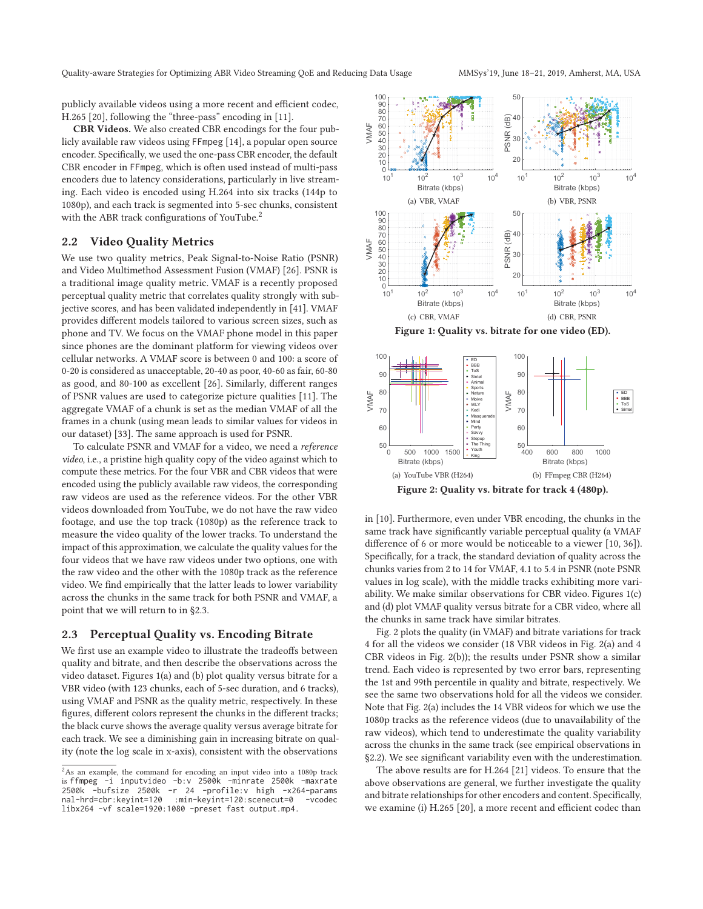publicly available videos using a more recent and efficient codec, H.265 [20], following the "three-pass" encoding in [11].

**CBR Videos.** We also created CBR encodings for the four publicly available raw videos using FFmpeg [14], a popular open source encoder. Specifically, we used the one-pass CBR encoder, the default CBR encoder in FFmpeg, which is often used instead of multi-pass encoders due to latency considerations, particularly in live streaming. Each video is encoded using H.264 into six tracks (144p to 1080p), and each track is segmented into 5-sec chunks, consistent with the ABR track configurations of YouTube.[2]

## 2.2 Video Quality Metrics

We use two quality metrics, Peak Signal-to-Noise Ratio (PSNR) and Video Multimethod Assessment Fusion (VMAF) [26]. PSNR is a traditional image quality metric. VMAF is a recently proposed perceptual quality metric that correlates quality strongly with subjective scores, and has been validated independently in [41]. VMAF provides different models tailored to various screen sizes, such as phone and TV. We focus on the VMAF phone model in this paper since phones are the dominant platform for viewing videos over cellular networks. A VMAF score is between 0 and 100: a score of 0-20 is considered as unacceptable, 20-40 as poor, 40-60 as fair, 60-80 as good, and 80-100 as excellent [26]. Similarly, different ranges of PSNR values are used to categorize picture qualities [11]. The aggregate VMAF of a chunk is set as the median VMAF of all the frames in a chunk (using mean leads to similar values for videos in our dataset) [33]. The same approach is used for PSNR.

To calculate PSNR and VMAF for a video, we need a *reference video*, i.e., a pristine high quality copy of the video against which to compute these metrics. For the four VBR and CBR videos that were encoded using the publicly available raw videos, the corresponding raw videos are used as the reference videos. For the other VBR videos downloaded from YouTube, we do not have the raw video footage, and use the top track (1080p) as the reference track to measure the video quality of the lower tracks. To understand the impact of this approximation, we calculate the quality values for the four videos that we have raw videos under two options, one with the raw video and the other with the 1080p track as the reference video. We find empirically that the latter leads to lower variability across the chunks in the same track for both PSNR and VMAF, a point that we will return to in §2.3.

## 2.3 Perceptual Quality vs. Encoding Bitrate

We first use an example video to illustrate the tradeoffs between quality and bitrate, and then describe the observations across the video dataset. Figures 1(a) and (b) plot quality versus bitrate for a VBR video (with 123 chunks, each of 5-sec duration, and 6 tracks), using VMAF and PSNR as the quality metric, respectively. In these figures, different colors represent the chunks in the different tracks; the black curve shows the average quality versus average bitrate for each track. We see a diminishing gain in increasing bitrate on quality (note the log scale in x-axis), consistent with the observations in [10]. Furthermore, even under VBR encoding, the chunks in the same track have significantly variable perceptual quality (a VMAF difference of 6 or more would be noticeable to a viewer [10, 36]). Specifically, for a track, the standard deviation of quality across the chunks varies from 2 to 14 for VMAF, 4.1 to 5.4 in PSNR (note PSNR values in log scale), with the middle tracks exhibiting more variability. We make similar observations for CBR video. Figures 1(c) and (d) plot VMAF quality versus bitrate for a CBR video, where all the chunks in same track have similar bitrates.

(a) VBR, VMAF (b) VBR, PSNR (c) CBR, VMAF (d) CBR, PSNR

**Figure 1: Quality vs. bitrate for one video (ED).**

(a) YouTube VBR (H264) (b) FFmpeg CBR (H264)

**Figure 2: Quality vs. bitrate for track 4 (480p).**

Fig. 2 plots the quality (in VMAF) and bitrate variations for track 4 for all the videos we consider (18 VBR videos in Fig. 2(a) and 4 CBR videos in Fig. 2(b)); the results under PSNR show a similar trend. Each video is represented by two error bars, representing the 1st and 99th percentile in quality and bitrate, respectively. We see the same two observations hold for all the videos we consider. Note that Fig. 2(a) includes the 14 VBR videos for which we use the 1080p tracks as the reference videos (due to unavailability of the raw videos), which tend to underestimate the quality variability across the chunks in the same track (see empirical observations in §2.2). We see significant variability even with the underestimation.

The above results are for H.264 [21] videos. To ensure that the above observations are general, we further investigate the quality and bitrate relationships for other encoders and content. Specifically, we examine (i) H.265 [20], a more recent and efficient codec than

[2] As an example, the command for encoding an input video into a 1080p track is

```
ffmpeg -i inputvideo -b:v 2500k -minrate 2500k -maxrate
2500k -bufsize 2500k -r 24 -profile:v high -x264-params
nal-hrd=cbr:keyint=120 :min-keyint=120:scenecut=0 -vcodec
libx264 -vf scale=1920:1080 -preset fast output.mp4.
```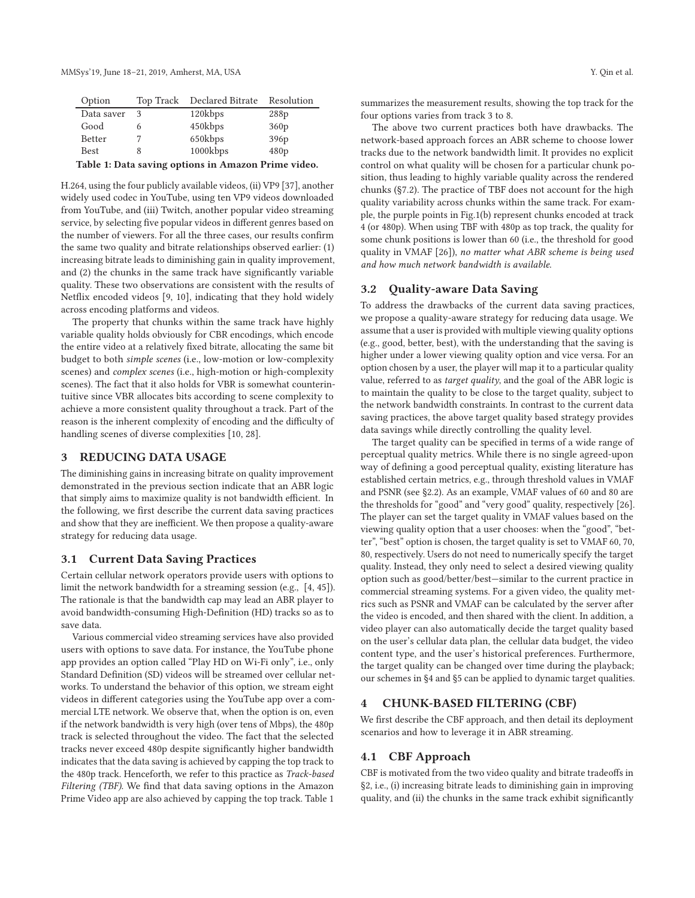| Option | Top Track | Declared Bitrate | Resolution |
|---|---|---|---|
| Data saver | 3 | 120kbps | 288p |
| Good | 6 | 450kbps | 360p |
| Better | 7 | 650kbps | 396p |
| Best | 8 | 1000kbps | 480p |

**Table 1: Data saving options in Amazon Prime video.**

H.264, using the four publicly available videos, (ii) VP9 [37], another widely used codec in YouTube, using ten VP9 videos downloaded from YouTube, and (iii) Twitch, another popular video streaming service, by selecting five popular videos in different genres based on the number of viewers. For all the three cases, our results confirm the same two quality and bitrate relationships observed earlier: (1) increasing bitrate leads to diminishing gain in quality improvement, and (2) the chunks in the same track have significantly variable quality. These two observations are consistent with the results of Netflix encoded videos [9, 10], indicating that they hold widely across encoding platforms and videos.

The property that chunks within the same track have highly variable quality holds obviously for CBR encodings, which encode the entire video at a relatively fixed bitrate, allocating the same bit budget to both *simple scenes* (i.e., low-motion or low-complexity scenes) and *complex scenes* (i.e., high-motion or high-complexity scenes). The fact that it also holds for VBR is somewhat counterintuitive since VBR allocates bits according to scene complexity to achieve a more consistent quality throughout a track. Part of the reason is the inherent complexity of encoding and the difficulty of handling scenes of diverse complexities [10, 28].

## 3 REDUCING DATA USAGE

The diminishing gains in increasing bitrate on quality improvement demonstrated in the previous section indicate that an ABR logic that simply aims to maximize quality is not bandwidth efficient. In the following, we first describe the current data saving practices and show that they are inefficient. We then propose a quality-aware strategy for reducing data usage.

### 3.1 Current Data Saving Practices

Certain cellular network operators provide users with options to limit the network bandwidth for a streaming session (e.g., [4, 45]). The rationale is that the bandwidth cap may lead an ABR player to avoid bandwidth-consuming High-Definition (HD) tracks so as to save data.

Various commercial video streaming services have also provided users with options to save data. For instance, the YouTube phone app provides an option called "Play HD on Wi-Fi only", i.e., only Standard Definition (SD) videos will be streamed over cellular networks. To understand the behavior of this option, we stream eight videos in different categories using the YouTube app over a commercial LTE network. We observe that, when the option is on, even if the network bandwidth is very high (over tens of Mbps), the 480p track is selected throughout the video. The fact that the selected tracks never exceed 480p despite significantly higher bandwidth indicates that the data saving is achieved by capping the top track to the 480p track. Henceforth, we refer to this practice as *Track-based Filtering (TBF)*. We find that data saving options in the Amazon Prime Video app are also achieved by capping the top track. Table 1 summarizes the measurement results, showing the top track for the four options varies from track 3 to 8.

The above two current practices both have drawbacks. The network-based approach forces an ABR scheme to choose lower tracks due to the network bandwidth limit. It provides no explicit control on what quality will be chosen for a particular chunk position, thus leading to highly variable quality across the rendered chunks (§7.2). The practice of TBF does not account for the high quality variability across chunks within the same track. For example, the purple points in Fig.1(b) represent chunks encoded at track 4 (or 480p). When using TBF with 480p as top track, the quality for some chunk positions is lower than 60 (i.e., the threshold for good quality in VMAF [26]), *no matter what ABR scheme is being used and how much network bandwidth is available.*

### 3.2 Quality-aware Data Saving

To address the drawbacks of the current data saving practices, we propose a quality-aware strategy for reducing data usage. We assume that a user is provided with multiple viewing quality options (e.g., good, better, best), with the understanding that the saving is higher under a lower viewing quality option and vice versa. For an option chosen by a user, the player will map it to a particular quality value, referred to as *target quality*, and the goal of the ABR logic is to maintain the quality to be close to the target quality, subject to the network bandwidth constraints. In contrast to the current data saving practices, the above target quality based strategy provides data savings while directly controlling the quality level.

The target quality can be specified in terms of a wide range of perceptual quality metrics. While there is no single agreed-upon way of defining a good perceptual quality, existing literature has established certain metrics, e.g., through threshold values in VMAF and PSNR (see §2.2). As an example, VMAF values of 60 and 80 are the thresholds for "good" and "very good" quality, respectively [26]. The player can set the target quality in VMAF values based on the viewing quality option that a user chooses: when the "good", "better", "best" option is chosen, the target quality is set to VMAF 60, 70, 80, respectively. Users do not need to numerically specify the target quality. Instead, they only need to select a desired viewing quality option such as good/better/best—similar to the current practice in commercial streaming systems. For a given video, the quality metrics such as PSNR and VMAF can be calculated by the server after the video is encoded, and then shared with the client. In addition, a video player can also automatically decide the target quality based on the user's cellular data plan, the cellular data budget, the video content type, and the user's historical preferences. Furthermore, the target quality can be changed over time during the playback; our schemes in §4 and §5 can be applied to dynamic target qualities.

## 4 CHUNK-BASED FILTERING (CBF)

We first describe the CBF approach, and then detail its deployment scenarios and how to leverage it in ABR streaming.

### 4.1 CBF Approach

CBF is motivated from the two video quality and bitrate tradeoffs in §2, i.e., (i) increasing bitrate leads to diminishing gain in improving quality, and (ii) the chunks in the same track exhibit significantly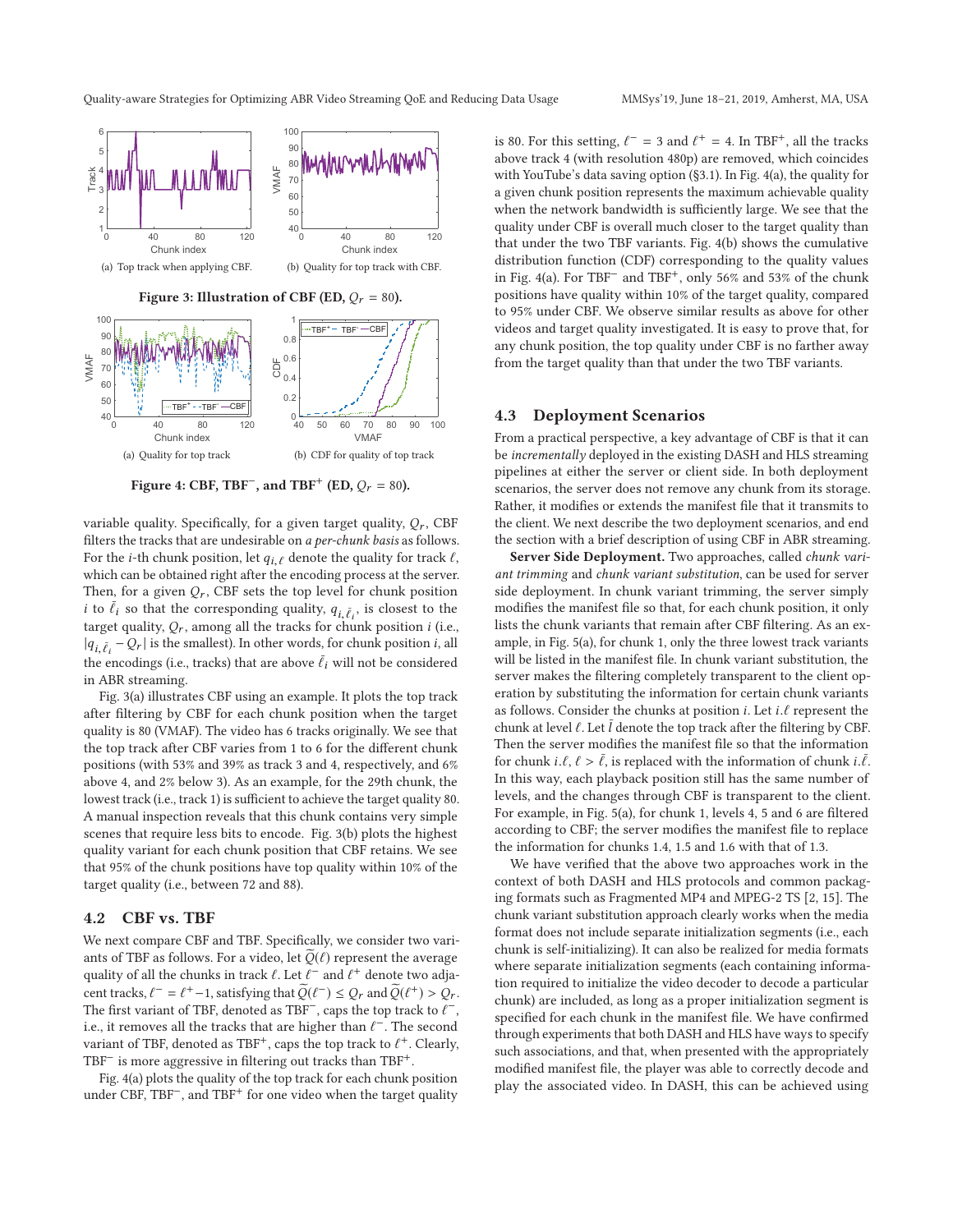(a) Top track when applying CBF.

(b) Quality for top track with CBF.

**Figure 3: Illustration of CBF (ED, $Q_r = 80$).**

(a) Quality for top track

(b) CDF for quality of top track

**Figure 4: CBF, TBF$^-$, and TBF$^+$ (ED, $Q_r = 80$).**

variable quality. Specifically, for a given target quality, $Q_r$, CBF filters the tracks that are undesirable on *a per-chunk basis* as follows. For the $i$-th chunk position, let $q_{i,\ell}$ denote the quality for track $\ell$, which can be obtained right after the encoding process at the server. Then, for a given $Q_r$, CBF sets the top level for chunk position $i$ to $\bar{\ell}_i$ so that the corresponding quality, $q_{i,\bar{\ell}_i}$, is closest to the target quality, $Q_r$, among all the tracks for chunk position $i$ (i.e., $|q_{i,\bar{\ell}_i} - Q_r|$ is the smallest). In other words, for chunk position $i$, all the encodings (i.e., tracks) that are above $\bar{\ell}_i$ will not be considered in ABR streaming.

Fig. 3(a) illustrates CBF using an example. It plots the top track after filtering by CBF for each chunk position when the target quality is 80 (VMAF). The video has 6 tracks originally. We see that the top track after CBF varies from 1 to 6 for the different chunk positions (with 53% and 39% as track 3 and 4, respectively, and 6% above 4, and 2% below 3). As an example, for the 29th chunk, the lowest track (i.e., track 1) is sufficient to achieve the target quality 80. A manual inspection reveals that this chunk contains very simple scenes that require less bits to encode. Fig. 3(b) plots the highest quality variant for each chunk position that CBF retains. We see that 95% of the chunk positions have top quality within 10% of the target quality (i.e., between 72 and 88).

## 4.2 CBF vs. TBF

We next compare CBF and TBF. Specifically, we consider two variants of TBF as follows. For a video, let $\widetilde{Q}(\ell)$ represent the average quality of all the chunks in track $\ell$. Let $\ell^-$ and $\ell^+$ denote two adjacent tracks, $\ell^- = \ell^+ - 1$, satisfying that $\widetilde{Q}(\ell^-) \leq Q_r$ and $\widetilde{Q}(\ell^+) > Q_r$. The first variant of TBF, denoted as TBF$^-$, caps the top track to $\ell^-$, i.e., it removes all the tracks that are higher than $\ell^-$. The second variant of TBF, denoted as TBF$^+$, caps the top track to $\ell^+$. Clearly, TBF$^-$ is more aggressive in filtering out tracks than TBF$^+$.

Fig. 4(a) plots the quality of the top track for each chunk position under CBF, TBF$^-$, and TBF$^+$ for one video when the target quality is 80. For this setting, $\ell^- = 3$ and $\ell^+ = 4$. In TBF$^+$, all the tracks above track 4 (with resolution 480p) are removed, which coincides with YouTube's data saving option (§3.1). In Fig. 4(a), the quality for a given chunk position represents the maximum achievable quality when the network bandwidth is sufficiently large. We see that the quality under CBF is overall much closer to the target quality than that under the two TBF variants. Fig. 4(b) shows the cumulative distribution function (CDF) corresponding to the quality values in Fig. 4(a). For TBF$^-$ and TBF$^+$, only 56% and 53% of the chunk positions have quality within 10% of the target quality, compared to 95% under CBF. We observe similar results as above for other videos and target quality investigated. It is easy to prove that, for any chunk position, the top quality under CBF is no farther away from the target quality than that under the two TBF variants.

## 4.3 Deployment Scenarios

From a practical perspective, a key advantage of CBF is that it can be *incrementally* deployed in the existing DASH and HLS streaming pipelines at either the server or client side. In both deployment scenarios, the server does not remove any chunk from its storage. Rather, it modifies or extends the manifest file that it transmits to the client. We next describe the two deployment scenarios, and end the section with a brief description of using CBF in ABR streaming.

**Server Side Deployment.** Two approaches, called *chunk variant trimming* and *chunk variant substitution*, can be used for server side deployment. In chunk variant trimming, the server simply modifies the manifest file so that, for each chunk position, it only lists the chunk variants that remain after CBF filtering. As an example, in Fig. 5(a), for chunk 1, only the three lowest track variants will be listed in the manifest file. In chunk variant substitution, the server makes the filtering completely transparent to the client operation by substituting the information for certain chunk variants as follows. Consider the chunks at position $i$. Let $i.\ell$ represent the chunk at level $\ell$. Let $\bar{l}$ denote the top track after the filtering by CBF. Then the server modifies the manifest file so that the information for chunk $i.\ell$, $\ell > \bar{\ell}$, is replaced with the information of chunk $i.\bar{\ell}$. In this way, each playback position still has the same number of levels, and the changes through CBF is transparent to the client. For example, in Fig. 5(a), for chunk 1, levels 4, 5 and 6 are filtered according to CBF; the server modifies the manifest file to replace the information for chunks 1.4, 1.5 and 1.6 with that of 1.3.

We have verified that the above two approaches work in the context of both DASH and HLS protocols and common packaging formats such as Fragmented MP4 and MPEG-2 TS [2, 15]. The chunk variant substitution approach clearly works when the media format does not include separate initialization segments (i.e., each chunk is self-initializing). It can also be realized for media formats where separate initialization segments (each containing information required to initialize the video decoder to decode a particular chunk) are included, as long as a proper initialization segment is specified for each chunk in the manifest file. We have confirmed through experiments that both DASH and HLS have ways to specify such associations, and that, when presented with the appropriately modified manifest file, the player was able to correctly decode and play the associated video. In DASH, this can be achieved using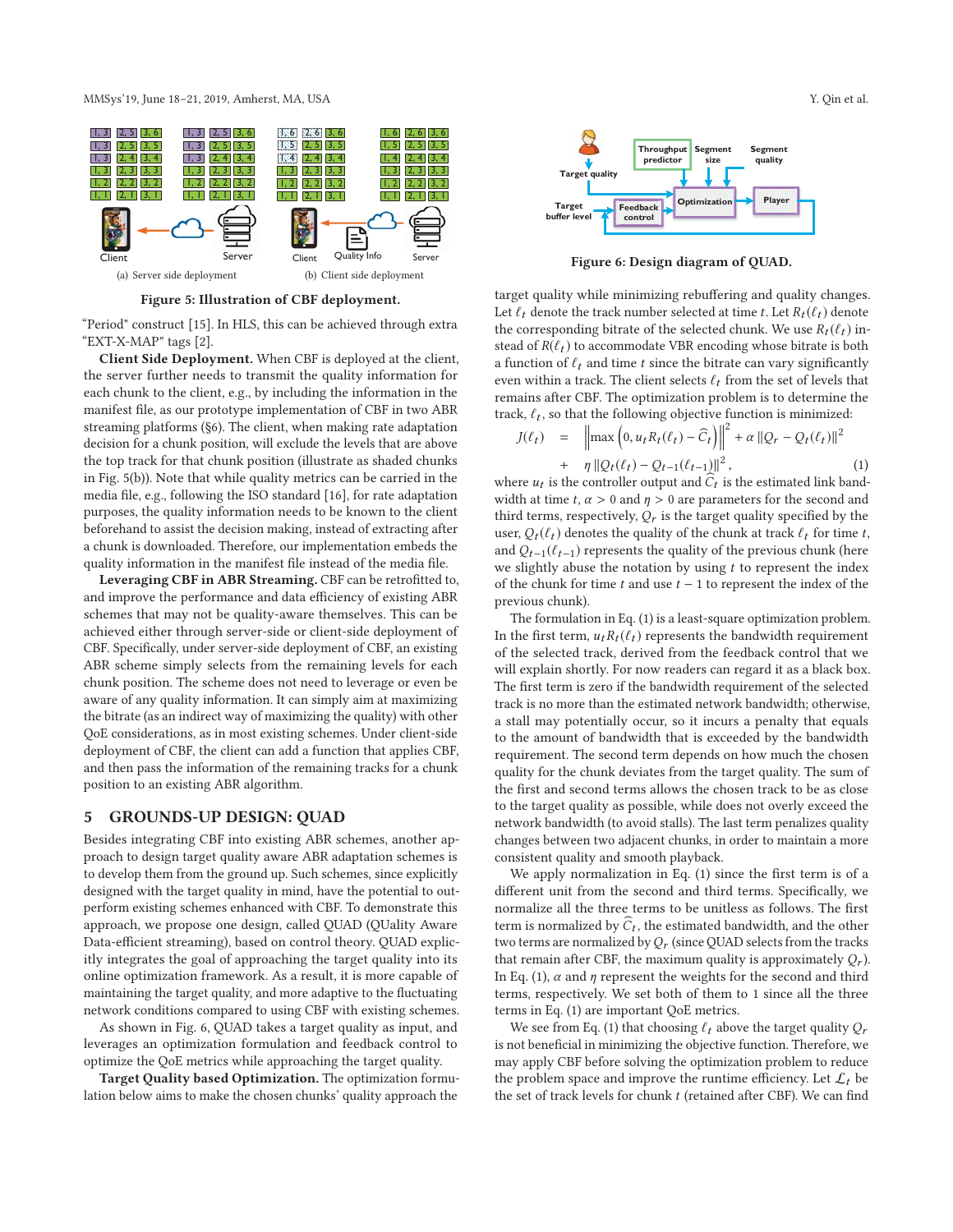Figure 5: Illustration of CBF deployment.

(a) Server side deployment

(b) Client side deployment

"Period" construct [15]. In HLS, this can be achieved through extra "EXT-X-MAP" tags [2].

**Client Side Deployment.** When CBF is deployed at the client, the server further needs to transmit the quality information for each chunk to the client, e.g., by including the information in the manifest file, as our prototype implementation of CBF in two ABR streaming platforms (§6). The client, when making rate adaptation decision for a chunk position, will exclude the levels that are above the top track for that chunk position (illustrate as shaded chunks in Fig. 5(b)). Note that while quality metrics can be carried in the media file, e.g., following the ISO standard [16], for rate adaptation purposes, the quality information needs to be known to the client beforehand to assist the decision making, instead of extracting after a chunk is downloaded. Therefore, our implementation embeds the quality information in the manifest file instead of the media file.

**Leveraging CBF in ABR Streaming.** CBF can be retrofitted to, and improve the performance and data efficiency of existing ABR schemes that may not be quality-aware themselves. This can be achieved either through server-side or client-side deployment of CBF. Specifically, under server-side deployment of CBF, an existing ABR scheme simply selects from the remaining levels for each chunk position. The scheme does not need to leverage or even be aware of any quality information. It can simply aim at maximizing the bitrate (as an indirect way of maximizing the quality) with other QoE considerations, as in most existing schemes. Under client-side deployment of CBF, the client can add a function that applies CBF, and then pass the information of the remaining tracks for a chunk position to an existing ABR algorithm.

## 5 GROUNDS-UP DESIGN: QUAD

Besides integrating CBF into existing ABR schemes, another approach to design target quality aware ABR adaptation schemes is to develop them from the ground up. Such schemes, since explicitly designed with the target quality in mind, have the potential to outperform existing schemes enhanced with CBF. To demonstrate this approach, we propose one design, called QUAD (QUality Aware Data-efficient streaming), based on control theory. QUAD explicitly integrates the goal of approaching the target quality into its online optimization framework. As a result, it is more capable of maintaining the target quality, and more adaptive to the fluctuating network conditions compared to using CBF with existing schemes.

As shown in Fig. 6, QUAD takes a target quality as input, and leverages an optimization formulation and feedback control to optimize the QoE metrics while approaching the target quality.

Figure 6: Design diagram of QUAD.

**Target Quality based Optimization.** The optimization formulation below aims to make the chosen chunks' quality approach the target quality while minimizing rebuffering and quality changes. Let $\ell_t$ denote the track number selected at time $t$. Let $R_t(\ell_t)$ denote the corresponding bitrate of the selected chunk. We use $R_t(\ell_t)$ instead of $R(\ell_t)$ to accommodate VBR encoding whose bitrate is both a function of $\ell_t$ and time $t$ since the bitrate can vary significantly even within a track. The client selects $\ell_t$ from the set of levels that remains after CBF. The optimization problem is to determine the track, $\ell_t$, so that the following objective function is minimized:

$$\begin{aligned} J(\ell_t) &= \left\| \max\left(0, u_t R_t(\ell_t) - \widehat{C}_t\right) \right\|^2 + \alpha \left\| Q_r - Q_t(\ell_t) \right\|^2 \\ &+ \eta \left\| Q_t(\ell_t) - Q_{t-1}(\ell_{t-1}) \right\|^2, \end{aligned} \tag{1}$$

where $u_t$ is the controller output and $\widehat{C}_t$ is the estimated link bandwidth at time $t$, $\alpha > 0$ and $\eta > 0$ are parameters for the second and third terms, respectively, $Q_r$ is the target quality specified by the user, $Q_t(\ell_t)$ denotes the quality of the chunk at track $\ell_t$ for time $t$, and $Q_{t-1}(\ell_{t-1})$ represents the quality of the previous chunk (here we slightly abuse the notation by using $t$ to represent the index of the chunk for time $t$ and use $t-1$ to represent the index of the previous chunk).

The formulation in Eq. (1) is a least-square optimization problem. In the first term, $u_t R_t(\ell_t)$ represents the bandwidth requirement of the selected track, derived from the feedback control that we will explain shortly. For now readers can regard it as a black box. The first term is zero if the bandwidth requirement of the selected track is no more than the estimated network bandwidth; otherwise, a stall may potentially occur, so it incurs a penalty that equals to the amount of bandwidth that is exceeded by the bandwidth requirement. The second term depends on how much the chosen quality for the chunk deviates from the target quality. The sum of the first and second terms allows the chosen track to be as close to the target quality as possible, while does not overly exceed the network bandwidth (to avoid stalls). The last term penalizes quality changes between two adjacent chunks, in order to maintain a more consistent quality and smooth playback.

We apply normalization in Eq. (1) since the first term is of a different unit from the second and third terms. Specifically, we normalize all the three terms to be unitless as follows. The first term is normalized by $\widehat{C}_t$, the estimated bandwidth, and the other two terms are normalized by $Q_r$ (since QUAD selects from the tracks that remain after CBF, the maximum quality is approximately $Q_r$). In Eq. (1), $\alpha$ and $\eta$ represent the weights for the second and third terms, respectively. We set both of them to 1 since all the three terms in Eq. (1) are important QoE metrics.

We see from Eq. (1) that choosing $\ell_t$ above the target quality $Q_r$ is not beneficial in minimizing the objective function. Therefore, we may apply CBF before solving the optimization problem to reduce the problem space and improve the runtime efficiency. Let $\mathcal{L}_t$ be the set of track levels for chunk $t$ (retained after CBF). We can find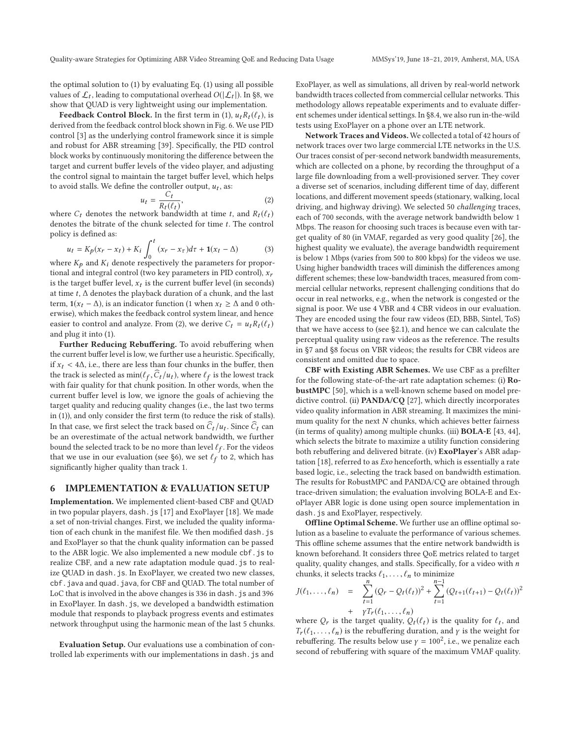the optimal solution to (1) by evaluating Eq. (1) using all possible values of $\mathcal{L}_t$, leading to computational overhead $O(|\mathcal{L}_t|)$. In §8, we show that QUAD is very lightweight using our implementation.

**Feedback Control Block.** In the first term in (1), $u_t R_t(\ell_t)$, is derived from the feedback control block shown in Fig. 6. We use PID control [3] as the underlying control framework since it is simple and robust for ABR streaming [39]. Specifically, the PID control block works by continuously monitoring the difference between the target and current buffer levels of the video player, and adjusting the control signal to maintain the target buffer level, which helps to avoid stalls. We define the controller output, $u_t$, as:

$$u_t = \frac{C_t}{R_t(\ell_t)}, \tag{2}$$

where $C_t$ denotes the network bandwidth at time $t$, and $R_t(\ell_t)$ denotes the bitrate of the chunk selected for time $t$. The control policy is defined as:

$$u_t = K_p(x_r - x_t) + K_i \int_0^t (x_r - x_\tau) d\tau + \mathbf{1}(x_t - \Delta) \tag{3}$$

where $K_p$ and $K_i$ denote respectively the parameters for proportional and integral control (two key parameters in PID control), $x_r$ is the target buffer level, $x_t$ is the current buffer level (in seconds) at time $t$, $\Delta$ denotes the playback duration of a chunk, and the last term, $\mathbf{1}(x_t - \Delta)$, is an indicator function (1 when $x_t \geq \Delta$ and 0 otherwise), which makes the feedback control system linear, and hence easier to control and analyze. From (2), we derive $C_t = u_t R_t(\ell_t)$ and plug it into (1).

**Further Reducing Rebuffering.** To avoid rebuffering when the current buffer level is low, we further use a heuristic. Specifically, if $x_t < 4\Delta$, i.e., there are less than four chunks in the buffer, then the track is selected as $\min(\ell_f, \widehat{C}_t/u_t)$, where $\ell_f$ is the lowest track with fair quality for that chunk position. In other words, when the current buffer level is low, we ignore the goals of achieving the target quality and reducing quality changes (i.e., the last two terms in (1)), and only consider the first term (to reduce the risk of stalls). In that case, we first select the track based on $\widehat{C}_t/u_t$. Since $\widehat{C}_t$ can be an overestimate of the actual network bandwidth, we further bound the selected track to be no more than level $\ell_f$. For the videos that we use in our evaluation (see §6), we set $\ell_f$ to 2, which has significantly higher quality than track 1.

## 6 IMPLEMENTATION & EVALUATION SETUP

**Implementation.** We implemented client-based CBF and QUAD in two popular players, `dash.js` [17] and ExoPlayer [18]. We made a set of non-trivial changes. First, we included the quality information of each chunk in the manifest file. We then modified `dash.js` and ExoPlayer so that the chunk quality information can be passed to the ABR logic. We also implemented a new module `cbf.js` to realize CBF, and a new rate adaptation module `quad.js` to realize QUAD in `dash.js`. In ExoPlayer, we created two new classes, `cbf.java` and `quad.java`, for CBF and QUAD. The total number of LoC that is involved in the above changes is 336 in `dash.js` and 396 in ExoPlayer. In `dash.js`, we developed a bandwidth estimation module that responds to playback progress events and estimates network throughput using the harmonic mean of the last 5 chunks.

**Evaluation Setup.** Our evaluations use a combination of controlled lab experiments with our implementations in `dash.js` and ExoPlayer, as well as simulations, all driven by real-world network bandwidth traces collected from commercial cellular networks. This methodology allows repeatable experiments and to evaluate different schemes under identical settings. In §8.4, we also run in-the-wild tests using ExoPlayer on a phone over an LTE network.

**Network Traces and Videos.** We collected a total of 42 hours of network traces over two large commercial LTE networks in the U.S. Our traces consist of per-second network bandwidth measurements, which are collected on a phone, by recording the throughput of a large file downloading from a well-provisioned server. They cover a diverse set of scenarios, including different time of day, different locations, and different movement speeds (stationary, walking, local driving, and highway driving). We selected 50 *challenging* traces, each of 700 seconds, with the average network bandwidth below 1 Mbps. The reason for choosing such traces is because even with target quality of 80 (in VMAF, regarded as very good quality [26], the highest quality we evaluate), the average bandwidth requirement is below 1 Mbps (varies from 500 to 800 kbps) for the videos we use. Using higher bandwidth traces will diminish the differences among different schemes; these low-bandwidth traces, measured from commercial cellular networks, represent challenging conditions that do occur in real networks, e.g., when the network is congested or the signal is poor. We use 4 VBR and 4 CBR videos in our evaluation. They are encoded using the four raw videos (ED, BBB, Sintel, ToS) that we have access to (see §2.1), and hence we can calculate the perceptual quality using raw videos as the reference. The results in §7 and §8 focus on VBR videos; the results for CBR videos are consistent and omitted due to space.

**CBF with Existing ABR Schemes.** We use CBF as a prefilter for the following state-of-the-art rate adaptation schemes: (i) **RobustMPC** [50], which is a well-known scheme based on model predictive control. (ii) **PANDA/CQ** [27], which directly incorporates video quality information in ABR streaming. It maximizes the minimum quality for the next $N$ chunks, which achieves better fairness (in terms of quality) among multiple chunks. (iii) **BOLA-E** [43, 44], which selects the bitrate to maximize a utility function considering both rebuffering and delivered bitrate. (iv) **ExoPlayer**'s ABR adaptation [18], referred to as *Exo* henceforth, which is essentially a rate based logic, i.e., selecting the track based on bandwidth estimation. The results for RobustMPC and PANDA/CQ are obtained through trace-driven simulation; the evaluation involving BOLA-E and ExoPlayer ABR logic is done using open source implementation in `dash.js` and ExoPlayer, respectively.

**Offline Optimal Scheme.** We further use an offline optimal solution as a baseline to evaluate the performance of various schemes. This offline scheme assumes that the entire network bandwidth is known beforehand. It considers three QoE metrics related to target quality, quality changes, and stalls. Specifically, for a video with $n$ chunks, it selects tracks $\ell_1, \ldots, \ell_n$ to minimize

$$J(\ell_1, \ldots, \ell_n) = \sum_{t=1}^{n} (Q_r - Q_t(\ell_t))^2 + \sum_{t=1}^{n-1} (Q_{t+1}(\ell_{t+1}) - Q_t(\ell_t))^2 + \gamma T_r(\ell_1, \ldots, \ell_n)$$

where $Q_r$ is the target quality, $Q_t(\ell_t)$ is the quality for $\ell_t$, and $T_r(\ell_1, \ldots, \ell_n)$ is the rebuffering duration, and $\gamma$ is the weight for rebuffering. The results below use $\gamma = 100^2$, i.e., we penalize each second of rebuffering with square of the maximum VMAF quality.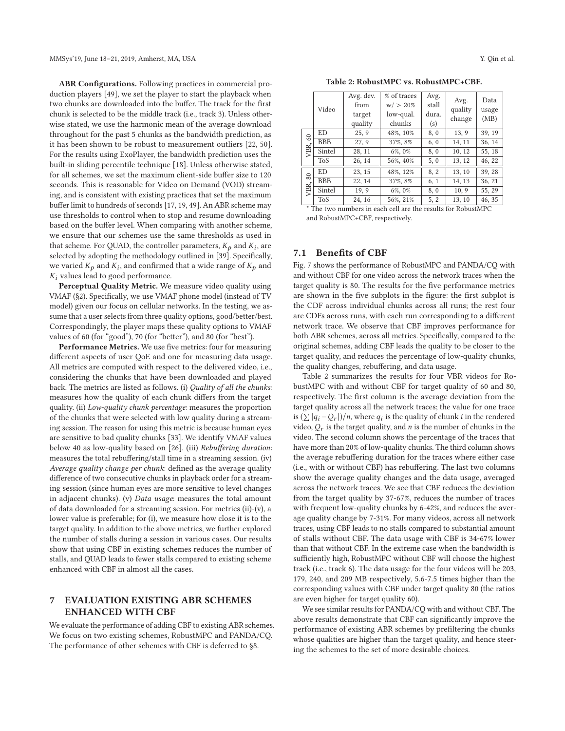**ABR Configurations.** Following practices in commercial production players [49], we set the player to start the playback when two chunks are downloaded into the buffer. The track for the first chunk is selected to be the middle track (i.e., track 3). Unless otherwise stated, we use the harmonic mean of the average download throughout for the past 5 chunks as the bandwidth prediction, as it has been shown to be robust to measurement outliers [22, 50]. For the results using ExoPlayer, the bandwidth prediction uses the built-in sliding percentile technique [18]. Unless otherwise stated, for all schemes, we set the maximum client-side buffer size to 120 seconds. This is reasonable for Video on Demand (VOD) streaming, and is consistent with existing practices that set the maximum buffer limit to hundreds of seconds [17, 19, 49]. An ABR scheme may use thresholds to control when to stop and resume downloading based on the buffer level. When comparing with another scheme, we ensure that our schemes use the same thresholds as used in that scheme. For QUAD, the controller parameters, $K_p$ and $K_i$, are selected by adopting the methodology outlined in [39]. Specifically, we varied $K_p$ and $K_i$, and confirmed that a wide range of $K_p$ and $K_i$ values lead to good performance.

**Perceptual Quality Metric.** We measure video quality using VMAF (§2). Specifically, we use VMAF phone model (instead of TV model) given our focus on cellular networks. In the testing, we assume that a user selects from three quality options, good/better/best. Correspondingly, the player maps these quality options to VMAF values of 60 (for "good"), 70 (for "better"), and 80 (for "best").

**Performance Metrics.** We use five metrics: four for measuring different aspects of user QoE and one for measuring data usage. All metrics are computed with respect to the delivered video, i.e., considering the chunks that have been downloaded and played back. The metrics are listed as follows. (i) *Quality of all the chunks*: measures how the quality of each chunk differs from the target quality. (ii) *Low-quality chunk percentage*: measures the proportion of the chunks that were selected with low quality during a streaming session. The reason for using this metric is because human eyes are sensitive to bad quality chunks [33]. We identify VMAF values below 40 as low-quality based on [26]. (iii) *Rebuffering duration*: measures the total rebuffering/stall time in a streaming session. (iv) *Average quality change per chunk*: defined as the average quality difference of two consecutive chunks in playback order for a streaming session (since human eyes are more sensitive to level changes in adjacent chunks). (v) *Data usage*: measures the total amount of data downloaded for a streaming session. For metrics (ii)-(v), a lower value is preferable; for (i), we measure how close it is to the target quality. In addition to the above metrics, we further explored the number of stalls during a session in various cases. Our results show that using CBF in existing schemes reduces the number of stalls, and QUAD leads to fewer stalls compared to existing scheme enhanced with CBF in almost all the cases.

## 7 EVALUATION EXISTING ABR SCHEMES ENHANCED WITH CBF

We evaluate the performance of adding CBF to existing ABR schemes. We focus on two existing schemes, RobustMPC and PANDA/CQ. The performance of other schemes with CBF is deferred to §8.

**Table 2: RobustMPC vs. RobustMPC+CBF.**

| | Video | Avg. dev. from target quality | % of traces w/ > 20% low-qual. chunks | Avg. stall dura. (s) | Avg. quality change | Data usage (MB) |
|---|---|---|---|---|---|---|
| VBR, 60 | ED | 25, 9 | 48%, 10% | 8, 0 | 13, 9 | 39, 19 |
| | BBB | 27, 9 | 37%, 8% | 6, 0 | 14, 11 | 36, 14 |
| | Sintel | 28, 11 | 6%, 0% | 8, 0 | 10, 12 | 55, 18 |
| | ToS | 26, 14 | 56%, 40% | 5, 0 | 13, 12 | 46, 22 |
| VBR, 80 | ED | 23, 15 | 48%, 12% | 8, 2 | 13, 10 | 39, 28 |
| | BBB | 22, 14 | 37%, 8% | 6, 1 | 14, 13 | 36, 21 |
| | Sintel | 19, 9 | 6%, 0% | 8, 0 | 10, 9 | 55, 29 |
| | ToS | 24, 16 | 56%, 21% | 5, 2 | 13, 10 | 46, 35 |

* The two numbers in each cell are the results for RobustMPC and RobustMPC+CBF, respectively.

### 7.1 Benefits of CBF

Fig. 7 shows the performance of RobustMPC and PANDA/CQ with and without CBF for one video across the network traces when the target quality is 80. The results for the five performance metrics are shown in the five subplots in the figure: the first subplot is the CDF across individual chunks across all runs; the rest four are CDFs across runs, with each run corresponding to a different network trace. We observe that CBF improves performance for both ABR schemes, across all metrics. Specifically, compared to the original schemes, adding CBF leads the quality to be closer to the target quality, and reduces the percentage of low-quality chunks, the quality changes, rebuffering, and data usage.

Table 2 summarizes the results for four VBR videos for RobustMPC with and without CBF for target quality of 60 and 80, respectively. The first column is the average deviation from the target quality across all the network traces; the value for one trace is $(\sum |q_i - Q_r|)/n$, where $q_i$ is the quality of chunk $i$ in the rendered video, $Q_r$ is the target quality, and $n$ is the number of chunks in the video. The second column shows the percentage of the traces that have more than 20% of low-quality chunks. The third column shows the average rebuffering duration for the traces where either case (i.e., with or without CBF) has rebuffering. The last two columns show the average quality changes and the data usage, averaged across the network traces. We see that CBF reduces the deviation from the target quality by 37-67%, reduces the number of traces with frequent low-quality chunks by 6-42%, and reduces the average quality change by 7-31%. For many videos, across all network traces, using CBF leads to no stalls compared to substantial amount of stalls without CBF. The data usage with CBF is 34-67% lower than that without CBF. In the extreme case when the bandwidth is sufficiently high, RobustMPC without CBF will choose the highest track (i.e., track 6). The data usage for the four videos will be 203, 179, 240, and 209 MB respectively, 5.6-7.5 times higher than the corresponding values with CBF under target quality 80 (the ratios are even higher for target quality 60).

We see similar results for PANDA/CQ with and without CBF. The above results demonstrate that CBF can significantly improve the performance of existing ABR schemes by prefiltering the chunks whose qualities are higher than the target quality, and hence steering the schemes to the set of more desirable choices.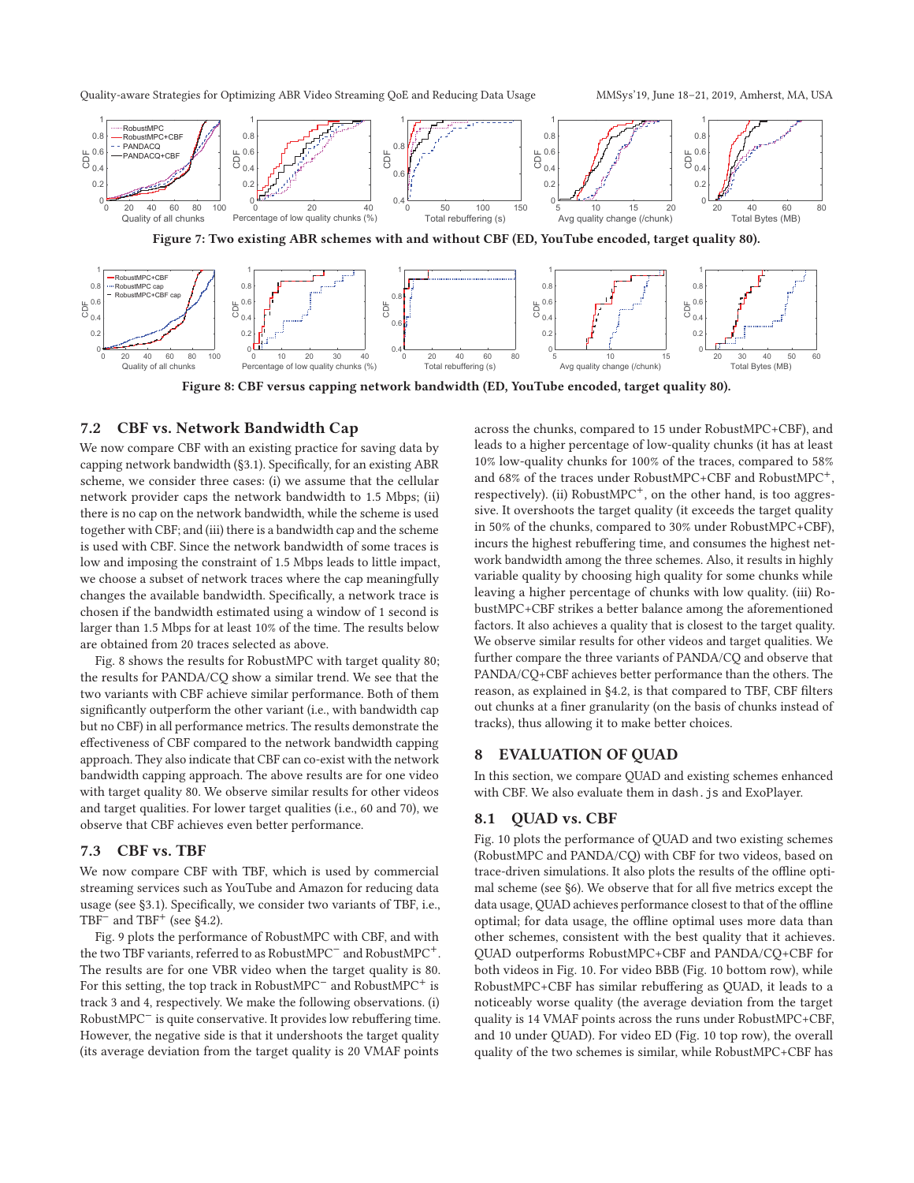Figure 7: Two existing ABR schemes with and without CBF (ED, YouTube encoded, target quality 80).

Figure 8: CBF versus capping network bandwidth (ED, YouTube encoded, target quality 80).

### 7.2 CBF vs. Network Bandwidth Cap

We now compare CBF with an existing practice for saving data by capping network bandwidth (§3.1). Specifically, for an existing ABR scheme, we consider three cases: (i) we assume that the cellular network provider caps the network bandwidth to 1.5 Mbps; (ii) there is no cap on the network bandwidth, while the scheme is used together with CBF; and (iii) there is a bandwidth cap and the scheme is used with CBF. Since the network bandwidth of some traces is low and imposing the constraint of 1.5 Mbps leads to little impact, we choose a subset of network traces where the cap meaningfully changes the available bandwidth. Specifically, a network trace is chosen if the bandwidth estimated using a window of 1 second is larger than 1.5 Mbps for at least 10% of the time. The results below are obtained from 20 traces selected as above.

Fig. 8 shows the results for RobustMPC with target quality 80; the results for PANDA/CQ show a similar trend. We see that the two variants with CBF achieve similar performance. Both of them significantly outperform the other variant (i.e., with bandwidth cap but no CBF) in all performance metrics. The results demonstrate the effectiveness of CBF compared to the network bandwidth capping approach. They also indicate that CBF can co-exist with the network bandwidth capping approach. The above results are for one video with target quality 80. We observe similar results for other videos and target qualities. For lower target qualities (i.e., 60 and 70), we observe that CBF achieves even better performance.

### 7.3 CBF vs. TBF

We now compare CBF with TBF, which is used by commercial streaming services such as YouTube and Amazon for reducing data usage (see §3.1). Specifically, we consider two variants of TBF, i.e., $TBF^{-}$ and $TBF^{+}$ (see §4.2).

Fig. 9 plots the performance of RobustMPC with CBF, and with the two TBF variants, referred to as $RobustMPC^{-}$ and $RobustMPC^{+}$. The results are for one VBR video when the target quality is 80. For this setting, the top track in $RobustMPC^{-}$ and $RobustMPC^{+}$ is track 3 and 4, respectively. We make the following observations. (i) $RobustMPC^{-}$ is quite conservative. It provides low rebuffering time. However, the negative side is that it undershoots the target quality (its average deviation from the target quality is 20 VMAF points across the chunks, compared to 15 under RobustMPC+CBF), and leads to a higher percentage of low-quality chunks (it has at least 10% low-quality chunks for 100% of the traces, compared to 58% and 68% of the traces under RobustMPC+CBF and $RobustMPC^{+}$, respectively). (ii) $RobustMPC^{+}$, on the other hand, is too aggressive. It overshoots the target quality (it exceeds the target quality in 50% of the chunks, compared to 30% under RobustMPC+CBF), incurs the highest rebuffering time, and consumes the highest network bandwidth among the three schemes. Also, it results in highly variable quality by choosing high quality for some chunks while leaving a higher percentage of chunks with low quality. (iii) RobustMPC+CBF strikes a better balance among the aforementioned factors. It also achieves a quality that is closest to the target quality. We observe similar results for other videos and target qualities. We further compare the three variants of PANDA/CQ and observe that PANDA/CQ+CBF achieves better performance than the others. The reason, as explained in §4.2, is that compared to TBF, CBF filters out chunks at a finer granularity (on the basis of chunks instead of tracks), thus allowing it to make better choices.

## 8 EVALUATION OF QUAD

In this section, we compare QUAD and existing schemes enhanced with CBF. We also evaluate them in `dash.js` and ExoPlayer.

### 8.1 QUAD vs. CBF

Fig. 10 plots the performance of QUAD and two existing schemes (RobustMPC and PANDA/CQ) with CBF for two videos, based on trace-driven simulations. It also plots the results of the offline optimal scheme (see §6). We observe that for all five metrics except the data usage, QUAD achieves performance closest to that of the offline optimal; for data usage, the offline optimal uses more data than other schemes, consistent with the best quality that it achieves. QUAD outperforms RobustMPC+CBF and PANDA/CQ+CBF for both videos in Fig. 10. For video BBB (Fig. 10 bottom row), while RobustMPC+CBF has similar rebuffering as QUAD, it leads to a noticeably worse quality (the average deviation from the target quality is 14 VMAF points across the runs under RobustMPC+CBF, and 10 under QUAD). For video ED (Fig. 10 top row), the overall quality of the two schemes is similar, while RobustMPC+CBF has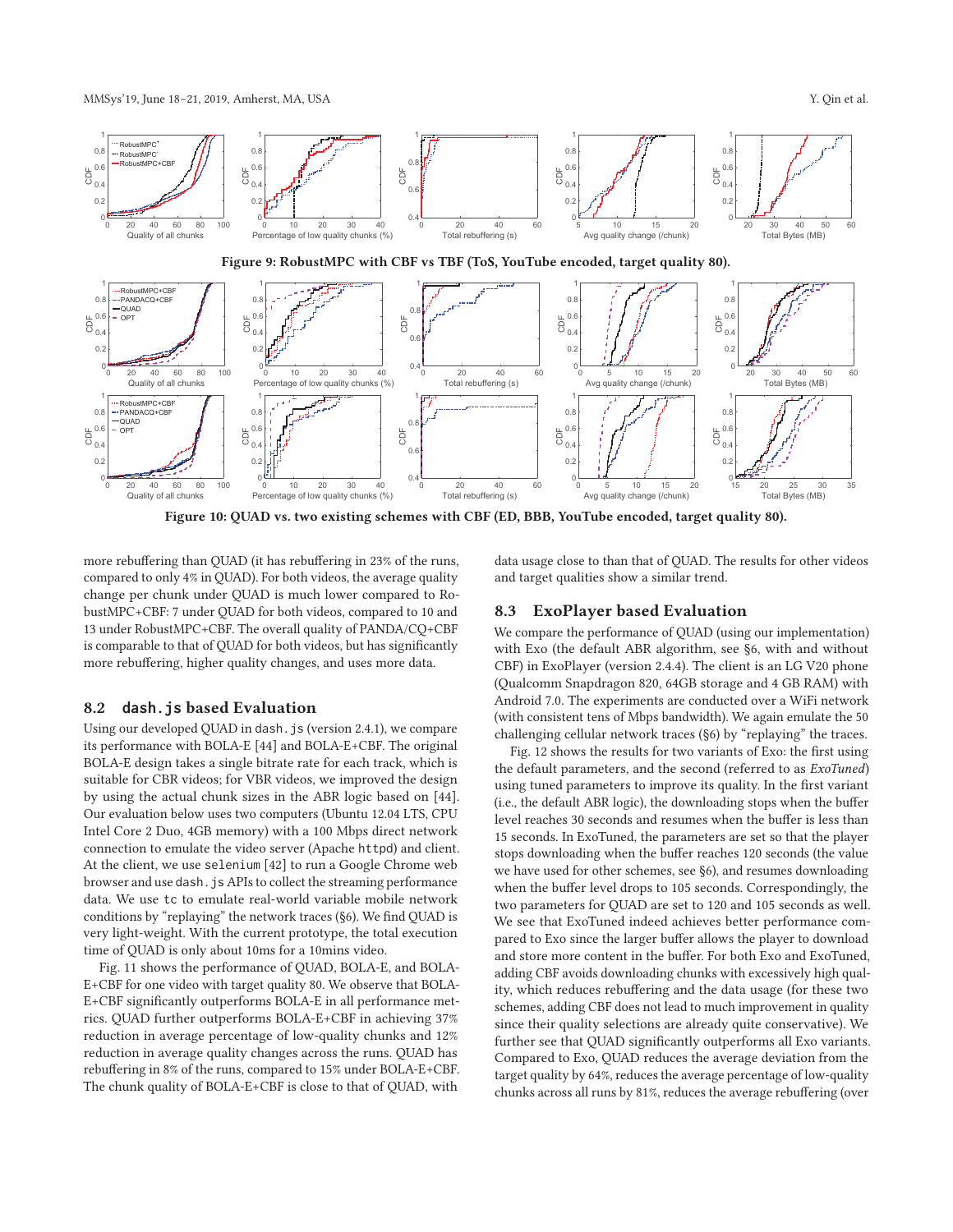Figure 9: RobustMPC with CBF vs TBF (ToS, YouTube encoded, target quality 80).

Figure 10: QUAD vs. two existing schemes with CBF (ED, BBB, YouTube encoded, target quality 80).

more rebuffering than QUAD (it has rebuffering in 23% of the runs, compared to only 4% in QUAD). For both videos, the average quality change per chunk under QUAD is much lower compared to RobustMPC+CBF: 7 under QUAD for both videos, compared to 10 and 13 under RobustMPC+CBF. The overall quality of PANDA/CQ+CBF is comparable to that of QUAD for both videos, but has significantly more rebuffering, higher quality changes, and uses more data.

## 8.2 `dash.js` based Evaluation

Using our developed QUAD in `dash.js` (version 2.4.1), we compare its performance with BOLA-E [44] and BOLA-E+CBF. The original BOLA-E design takes a single bitrate rate for each track, which is suitable for CBR videos; for VBR videos, we improved the design by using the actual chunk sizes in the ABR logic based on [44]. Our evaluation below uses two computers (Ubuntu 12.04 LTS, CPU Intel Core 2 Duo, 4GB memory) with a 100 Mbps direct network connection to emulate the video server (Apache `httpd`) and client. At the client, we use `selenium` [42] to run a Google Chrome web browser and use `dash.js` APIs to collect the streaming performance data. We use `tc` to emulate real-world variable mobile network conditions by "replaying" the network traces (§6). We find QUAD is very light-weight. With the current prototype, the total execution time of QUAD is only about 10ms for a 10mins video.

Fig. 11 shows the performance of QUAD, BOLA-E, and BOLA-E+CBF for one video with target quality 80. We observe that BOLA-E+CBF significantly outperforms BOLA-E in all performance metrics. QUAD further outperforms BOLA-E+CBF in achieving 37% reduction in average percentage of low-quality chunks and 12% reduction in average quality changes across the runs. QUAD has rebuffering in 8% of the runs, compared to 15% under BOLA-E+CBF. The chunk quality of BOLA-E+CBF is close to that of QUAD, with data usage close to than that of QUAD. The results for other videos and target qualities show a similar trend.

## 8.3 ExoPlayer based Evaluation

We compare the performance of QUAD (using our implementation) with Exo (the default ABR algorithm, see §6, with and without CBF) in ExoPlayer (version 2.4.4). The client is an LG V20 phone (Qualcomm Snapdragon 820, 64GB storage and 4 GB RAM) with Android 7.0. The experiments are conducted over a WiFi network (with consistent tens of Mbps bandwidth). We again emulate the 50 challenging cellular network traces (§6) by "replaying" the traces.

Fig. 12 shows the results for two variants of Exo: the first using the default parameters, and the second (referred to as *ExoTuned*) using tuned parameters to improve its quality. In the first variant (i.e., the default ABR logic), the downloading stops when the buffer level reaches 30 seconds and resumes when the buffer is less than 15 seconds. In ExoTuned, the parameters are set so that the player stops downloading when the buffer reaches 120 seconds (the value we have used for other schemes, see §6), and resumes downloading when the buffer level drops to 105 seconds. Correspondingly, the two parameters for QUAD are set to 120 and 105 seconds as well. We see that ExoTuned indeed achieves better performance compared to Exo since the larger buffer allows the player to download and store more content in the buffer. For both Exo and ExoTuned, adding CBF avoids downloading chunks with excessively high quality, which reduces rebuffering and the data usage (for these two schemes, adding CBF does not lead to much improvement in quality since their quality selections are already quite conservative). We further see that QUAD significantly outperforms all Exo variants. Compared to Exo, QUAD reduces the average deviation from the target quality by 64%, reduces the average percentage of low-quality chunks across all runs by 81%, reduces the average rebuffering (over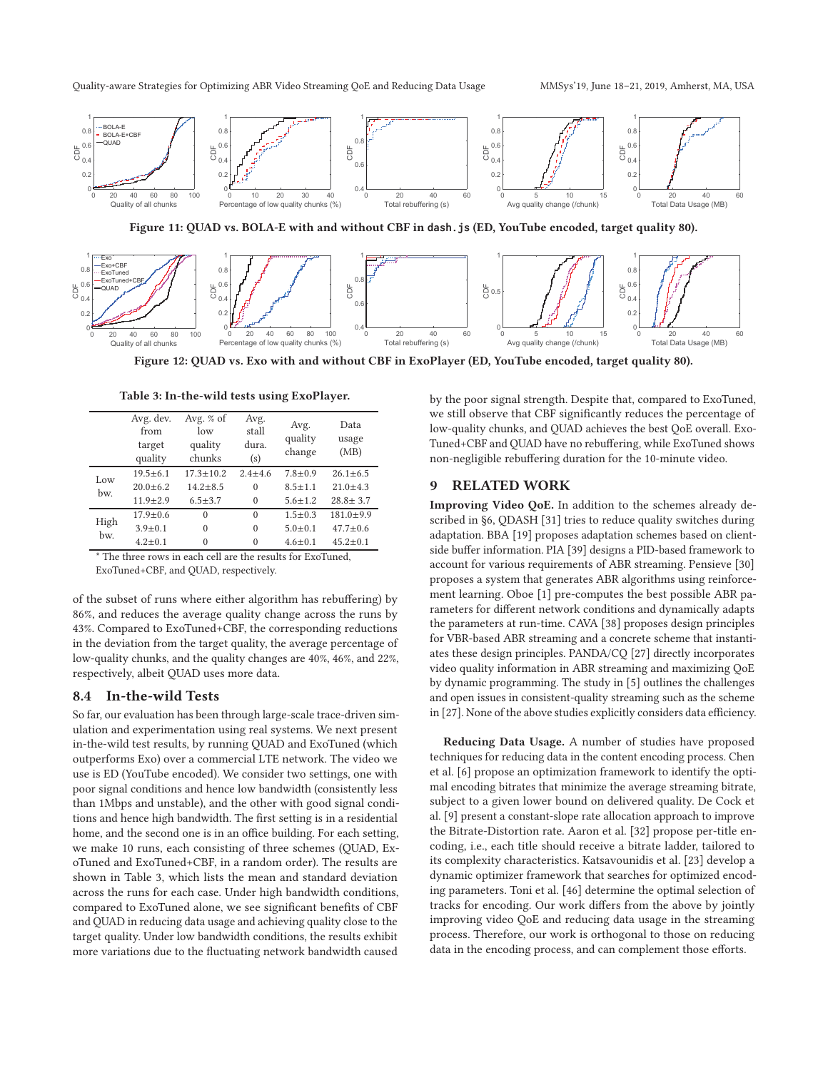Figure 11: QUAD vs. BOLA-E with and without CBF in `dash.js` (ED, YouTube encoded, target quality 80).

Figure 12: QUAD vs. Exo with and without CBF in ExoPlayer (ED, YouTube encoded, target quality 80).

Table 3: In-the-wild tests using ExoPlayer.

| | Avg. dev. from target quality | Avg. % of low quality chunks | Avg. stall dura. (s) | Avg. quality change | Data usage (MB) |
|---|---|---|---|---|---|
| Low bw. | 19.5±6.1 | 17.3±10.2 | 2.4±4.6 | 7.8±0.9 | 26.1±6.5 |
| | 20.0±6.2 | 14.2±8.5 | 0 | 8.5±1.1 | 21.0±4.3 |
| | 11.9±2.9 | 6.5±3.7 | 0 | 5.6±1.2 | 28.8± 3.7 |
| High bw. | 17.9±0.6 | 0 | 0 | 1.5±0.3 | 181.0±9.9 |
| | 3.9±0.1 | 0 | 0 | 5.0±0.1 | 47.7±0.6 |
| | 4.2±0.1 | 0 | 0 | 4.6±0.1 | 45.2±0.1 |

* The three rows in each cell are the results for ExoTuned, ExoTuned+CBF, and QUAD, respectively.

of the subset of runs where either algorithm has rebuffering) by 86%, and reduces the average quality change across the runs by 43%. Compared to ExoTuned+CBF, the corresponding reductions in the deviation from the target quality, the average percentage of low-quality chunks, and the quality changes are 40%, 46%, and 22%, respectively, albeit QUAD uses more data.

## 8.4 In-the-wild Tests

So far, our evaluation has been through large-scale trace-driven simulation and experimentation using real systems. We next present in-the-wild test results, by running QUAD and ExoTuned (which outperforms Exo) over a commercial LTE network. The video we use is ED (YouTube encoded). We consider two settings, one with poor signal conditions and hence low bandwidth (consistently less than 1Mbps and unstable), and the other with good signal conditions and hence high bandwidth. The first setting is in a residential home, and the second one is in an office building. For each setting, we make 10 runs, each consisting of three schemes (QUAD, ExoTuned and ExoTuned+CBF, in a random order). The results are shown in Table 3, which lists the mean and standard deviation across the runs for each case. Under high bandwidth conditions, compared to ExoTuned alone, we see significant benefits of CBF and QUAD in reducing data usage and achieving quality close to the target quality. Under low bandwidth conditions, the results exhibit more variations due to the fluctuating network bandwidth caused by the poor signal strength. Despite that, compared to ExoTuned, we still observe that CBF significantly reduces the percentage of low-quality chunks, and QUAD achieves the best QoE overall. ExoTuned+CBF and QUAD have no rebuffering, while ExoTuned shows non-negligible rebuffering duration for the 10-minute video.

# 9 RELATED WORK

**Improving Video QoE.** In addition to the schemes already described in §6, QDASH [31] tries to reduce quality switches during adaptation. BBA [19] proposes adaptation schemes based on client-side buffer information. PIA [39] designs a PID-based framework to account for various requirements of ABR streaming. Pensieve [30] proposes a system that generates ABR algorithms using reinforcement learning. Oboe [1] pre-computes the best possible ABR parameters for different network conditions and dynamically adapts the parameters at run-time. CAVA [38] proposes design principles for VBR-based ABR streaming and a concrete scheme that instantiates these design principles. PANDA/CQ [27] directly incorporates video quality information in ABR streaming and maximizing QoE by dynamic programming. The study in [5] outlines the challenges and open issues in consistent-quality streaming such as the scheme in [27]. None of the above studies explicitly considers data efficiency.

**Reducing Data Usage.** A number of studies have proposed techniques for reducing data in the content encoding process. Chen et al. [6] propose an optimization framework to identify the optimal encoding bitrates that minimize the average streaming bitrate, subject to a given lower bound on delivered quality. De Cock et al. [9] present a constant-slope rate allocation approach to improve the Bitrate-Distortion rate. Aaron et al. [32] propose per-title encoding, i.e., each title should receive a bitrate ladder, tailored to its complexity characteristics. Katsavounidis et al. [23] develop a dynamic optimizer framework that searches for optimized encoding parameters. Toni et al. [46] determine the optimal selection of tracks for encoding. Our work differs from the above by jointly improving video QoE and reducing data usage in the streaming process. Therefore, our work is orthogonal to those on reducing data in the encoding process, and can complement those efforts.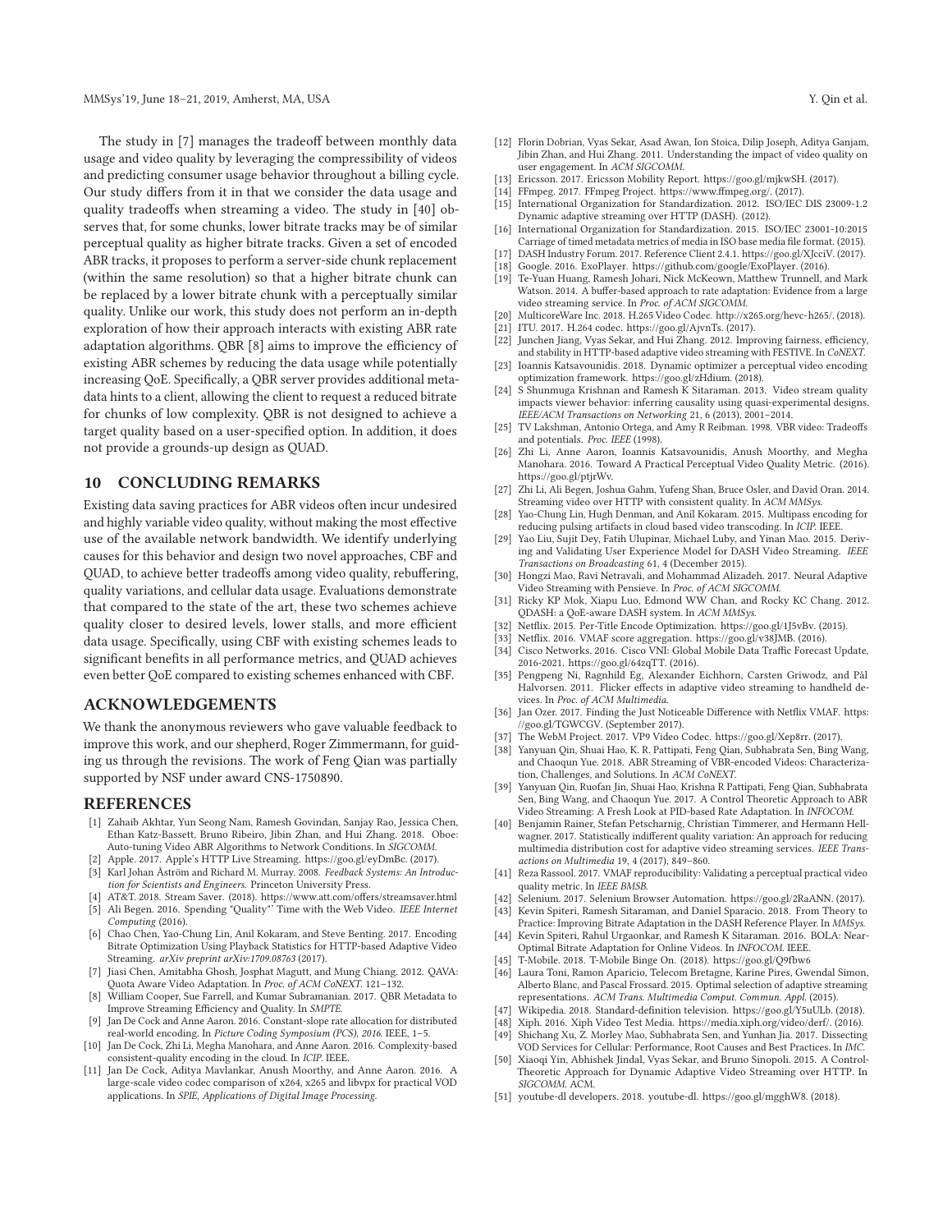The study in [7] manages the tradeoff between monthly data usage and video quality by leveraging the compressibility of videos and predicting consumer usage behavior throughout a billing cycle. Our study differs from it in that we consider the data usage and quality tradeoffs when streaming a video. The study in [40] observes that, for some chunks, lower bitrate tracks may be of similar perceptual quality as higher bitrate tracks. Given a set of encoded ABR tracks, it proposes to perform a server-side chunk replacement (within the same resolution) so that a higher bitrate chunk can be replaced by a lower bitrate chunk with a perceptually similar quality. Unlike our work, this study does not perform an in-depth exploration of how their approach interacts with existing ABR rate adaptation algorithms. QBR [8] aims to improve the efficiency of existing ABR schemes by reducing the data usage while potentially increasing QoE. Specifically, a QBR server provides additional metadata hints to a client, allowing the client to request a reduced bitrate for chunks of low complexity. QBR is not designed to achieve a target quality based on a user-specified option. In addition, it does not provide a grounds-up design as QUAD.

## 10 CONCLUDING REMARKS

Existing data saving practices for ABR videos often incur undesired and highly variable video quality, without making the most effective use of the available network bandwidth. We identify underlying causes for this behavior and design two novel approaches, CBF and QUAD, to achieve better tradeoffs among video quality, rebuffering, quality variations, and cellular data usage. Evaluations demonstrate that compared to the state of the art, these two schemes achieve quality closer to desired levels, lower stalls, and more efficient data usage. Specifically, using CBF with existing schemes leads to significant benefits in all performance metrics, and QUAD achieves even better QoE compared to existing schemes enhanced with CBF.

## ACKNOWLEDGEMENTS

We thank the anonymous reviewers who gave valuable feedback to improve this work, and our shepherd, Roger Zimmermann, for guiding us through the revisions. The work of Feng Qian was partially supported by NSF under award CNS-1750890.

## REFERENCES

- [1] Zahaib Akhtar, Yun Seong Nam, Ramesh Govindan, Sanjay Rao, Jessica Chen, Ethan Katz-Bassett, Bruno Ribeiro, Jibin Zhan, and Hui Zhang. 2018. Oboe: Auto-tuning Video ABR Algorithms to Network Conditions. In *SIGCOMM*.
- [2] Apple. 2017. Apple's HTTP Live Streaming. https://goo.gl/eyDmBc. (2017).
- [3] Karl Johan Åström and Richard M. Murray. 2008. *Feedback Systems: An Introduction for Scientists and Engineers*. Princeton University Press.
- [4] AT&T. 2018. Stream Saver. (2018). https://www.att.com/offers/streamsaver.html
- [5] Ali Begen. 2016. Spending "Quality"' Time with the Web Video. *IEEE Internet Computing* (2016).
- [6] Chao Chen, Yao-Chung Lin, Anil Kokaram, and Steve Benting. 2017. Encoding Bitrate Optimization Using Playback Statistics for HTTP-based Adaptive Video Streaming. *arXiv preprint arXiv:1709.08763* (2017).
- [7] Jiasi Chen, Amitabha Ghosh, Josphat Magutt, and Mung Chiang. 2012. QAVA: Quota Aware Video Adaptation. In *Proc. of ACM CoNEXT*. 121–132.
- [8] William Cooper, Sue Farrell, and Kumar Subramanian. 2017. QBR Metadata to Improve Streaming Efficiency and Quality. In *SMPTE*.
- [9] Jan De Cock and Anne Aaron. 2016. Constant-slope rate allocation for distributed real-world encoding. In *Picture Coding Symposium (PCS), 2016*. IEEE, 1–5.
- [10] Jan De Cock, Zhi Li, Megha Manohara, and Anne Aaron. 2016. Complexity-based consistent-quality encoding in the cloud. In *ICIP*. IEEE.
- [11] Jan De Cock, Aditya Mavlankar, Anush Moorthy, and Anne Aaron. 2016. A large-scale video codec comparison of x264, x265 and libvpx for practical VOD applications. In *SPIE, Applications of Digital Image Processing*.
- [12] Florin Dobrian, Vyas Sekar, Asad Awan, Ion Stoica, Dilip Joseph, Aditya Ganjam, Jibin Zhan, and Hui Zhang. 2011. Understanding the impact of video quality on user engagement. In *ACM SIGCOMM*.
- [13] Ericsson. 2017. Ericsson Mobility Report. https://goo.gl/mjkwSH. (2017).
- [14] FFmpeg. 2017. FFmpeg Project. https://www.ffmpeg.org/. (2017).
- [15] International Organization for Standardization. 2012. ISO/IEC DIS 23009-1.2 Dynamic adaptive streaming over HTTP (DASH). (2012).
- [16] International Organization for Standardization. 2015. ISO/IEC 23001-10:2015 Carriage of timed metadata metrics of media in ISO base media file format. (2015).
- [17] DASH Industry Forum. 2017. Reference Client 2.4.1. https://goo.gl/XJcciV. (2017).
- [18] Google. 2016. ExoPlayer. https://github.com/google/ExoPlayer. (2016).
- [19] Te-Yuan Huang, Ramesh Johari, Nick McKeown, Matthew Trunnell, and Mark Watson. 2014. A buffer-based approach to rate adaptation: Evidence from a large video streaming service. In *Proc. of ACM SIGCOMM*.
- [20] MulticoreWare Inc. 2018. H.265 Video Codec. http://x265.org/hevc-h265/. (2018).
- [21] ITU. 2017. H.264 codec. https://goo.gl/AjvnTs. (2017).
- [22] Junchen Jiang, Vyas Sekar, and Hui Zhang. 2012. Improving fairness, efficiency, and stability in HTTP-based adaptive video streaming with FESTIVE. In *CoNEXT*.
- [23] Ioannis Katsavounidis. 2018. Dynamic optimizer a perceptual video encoding optimization framework. https://goo.gl/zHdium. (2018).
- [24] S Shunmuga Krishnan and Ramesh K Sitaraman. 2013. Video stream quality impacts viewer behavior: inferring causality using quasi-experimental designs. *IEEE/ACM Transactions on Networking* 21, 6 (2013), 2001–2014.
- [25] TV Lakshman, Antonio Ortega, and Amy R Reibman. 1998. VBR video: Tradeoffs and potentials. *Proc. IEEE* (1998).
- [26] Zhi Li, Anne Aaron, Ioannis Katsavounidis, Anush Moorthy, and Megha Manohara. 2016. Toward A Practical Perceptual Video Quality Metric. (2016). https://goo.gl/ptjrWv.
- [27] Zhi Li, Ali Begen, Joshua Gahm, Yufeng Shan, Bruce Osler, and David Oran. 2014. Streaming video over HTTP with consistent quality. In *ACM MMSys*.
- [28] Yao-Chung Lin, Hugh Denman, and Anil Kokaram. 2015. Multipass encoding for reducing pulsing artifacts in cloud based video transcoding. In *ICIP*. IEEE.
- [29] Yao Liu, Sujit Dey, Fatih Ulupinar, Michael Luby, and Yinan Mao. 2015. Deriving and Validating User Experience Model for DASH Video Streaming. *IEEE Transactions on Broadcasting* 61, 4 (December 2015).
- [30] Hongzi Mao, Ravi Netravali, and Mohammad Alizadeh. 2017. Neural Adaptive Video Streaming with Pensieve. In *Proc. of ACM SIGCOMM*.
- [31] Ricky KP Mok, Xiapu Luo, Edmond WW Chan, and Rocky KC Chang. 2012. QDASH: a QoE-aware DASH system. In *ACM MMSys*.
- [32] Netflix. 2015. Per-Title Encode Optimization. https://goo.gl/1J5vBv. (2015).
- [33] Netflix. 2016. VMAF score aggregation. https://goo.gl/v38JMB. (2016).
- [34] Cisco Networks. 2016. Cisco VNI: Global Mobile Data Traffic Forecast Update, 2016-2021. https://goo.gl/64zqTT. (2016).
- [35] Pengpeng Ni, Ragnhild Eg, Alexander Eichhorn, Carsten Griwodz, and Pål Halvorsen. 2011. Flicker effects in adaptive video streaming to handheld devices. In *Proc. of ACM Multimedia*.
- [36] Jan Ozer. 2017. Finding the Just Noticeable Difference with Netflix VMAF. https://goo.gl/TGWCGV. (September 2017).
- [37] The WebM Project. 2017. VP9 Video Codec. https://goo.gl/Xep8rr. (2017).
- [38] Yanyuan Qin, Shuai Hao, K. R. Pattipati, Feng Qian, Subhabrata Sen, Bing Wang, and Chaoqun Yue. 2018. ABR Streaming of VBR-encoded Videos: Characterization, Challenges, and Solutions. In *ACM CoNEXT*.
- [39] Yanyuan Qin, Ruofan Jin, Shuai Hao, Krishna R Pattipati, Feng Qian, Subhabrata Sen, Bing Wang, and Chaoqun Yue. 2017. A Control Theoretic Approach to ABR Video Streaming: A Fresh Look at PID-based Rate Adaptation. In *INFOCOM*.
- [40] Benjamin Rainer, Stefan Petscharnig, Christian Timmerer, and Hermann Hellwagner. 2017. Statistically indifferent quality variation: An approach for reducing multimedia distribution cost for adaptive video streaming services. *IEEE Transactions on Multimedia* 19, 4 (2017), 849–860.
- [41] Reza Rassool. 2017. VMAF reproducibility: Validating a perceptual practical video quality metric. In *IEEE BMSB*.
- [42] Selenium. 2017. Selenium Browser Automation. https://goo.gl/2RaANN. (2017).
- [43] Kevin Spiteri, Ramesh Sitaraman, and Daniel Sparacio. 2018. From Theory to Practice: Improving Bitrate Adaptation in the DASH Reference Player. In *MMSys*.
- [44] Kevin Spiteri, Rahul Urgaonkar, and Ramesh K Sitaraman. 2016. BOLA: Near-Optimal Bitrate Adaptation for Online Videos. In *INFOCOM*. IEEE.
- [45] T-Mobile. 2018. T-Mobile Binge On. (2018). https://goo.gl/Q9fbw6
- [46] Laura Toni, Ramon Aparicio, Telecom Bretagne, Karine Pires, Gwendal Simon, Alberto Blanc, and Pascal Frossard. 2015. Optimal selection of adaptive streaming representations. *ACM Trans. Multimedia Comput. Commun. Appl.* (2015).
- [47] Wikipedia. 2018. Standard-definition television. https://goo.gl/Y5uULb. (2018).
- [48] Xiph. 2016. Xiph Video Test Media. https://media.xiph.org/video/derf/. (2016).
- [49] Shichang Xu, Z. Morley Mao, Subhabrata Sen, and Yunhan Jia. 2017. Dissecting VOD Services for Cellular: Performance, Root Causes and Best Practices. In *IMC*.
- [50] Xiaoqi Yin, Abhishek Jindal, Vyas Sekar, and Bruno Sinopoli. 2015. A Control-Theoretic Approach for Dynamic Adaptive Video Streaming over HTTP. In *SIGCOMM*. ACM.
- [51] youtube-dl developers. 2018. youtube-dl. https://goo.gl/mgghW8. (2018).